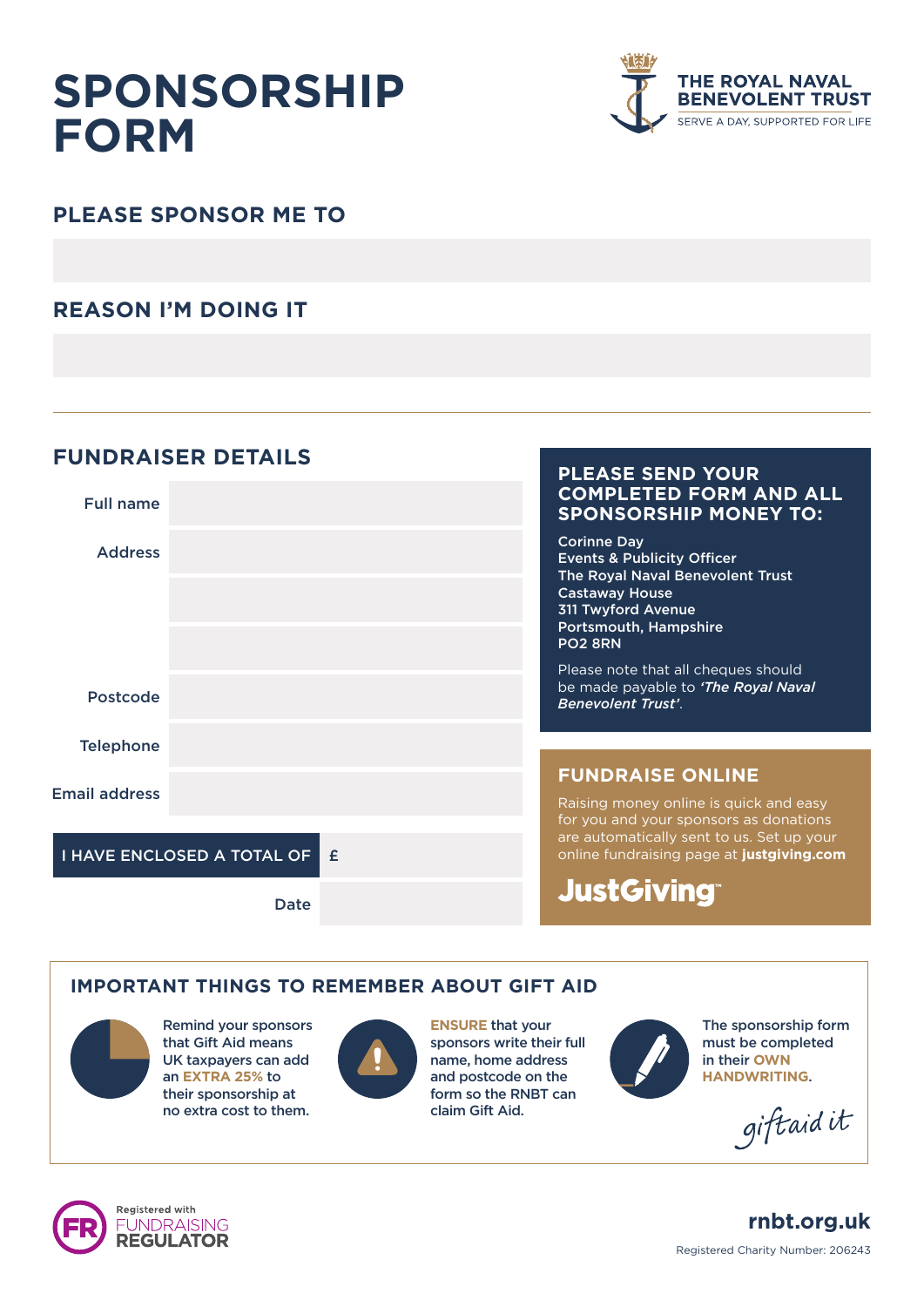# SPONSORSHIP FORM

**THE ROYAL NAVAL BENEVOLENT TRUST**
SERVE A DAY, SUPPORTED FOR LIFE

## PLEASE SPONSOR ME TO

## REASON I'M DOING IT

## FUNDRAISER DETAILS

| | |
|---|---|
| Full name | |
| Address | |
| | |
| | |
| Postcode | |
| Telephone | |
| Email address | |

| | |
|---|---|
| **I HAVE ENCLOSED A TOTAL OF** | £ |
| Date | |

## PLEASE SEND YOUR COMPLETED FORM AND ALL SPONSORSHIP MONEY TO:

**Corinne Day**
**Events & Publicity Officer**
**The Royal Naval Benevolent Trust**
**Castaway House**
**311 Twyford Avenue**
**Portsmouth, Hampshire**
**PO2 8RN**

Please note that all cheques should be made payable to ***'The Royal Naval Benevolent Trust'***.

## FUNDRAISE ONLINE

Raising money online is quick and easy for you and your sponsors as donations are automatically sent to us. Set up your online fundraising page at **justgiving.com**

JustGiving™

## IMPORTANT THINGS TO REMEMBER ABOUT GIFT AID

Remind your sponsors that Gift Aid means UK taxpayers can add an **EXTRA 25%** to their sponsorship at no extra cost to them.

**ENSURE** that your sponsors write their full name, home address and postcode on the form so the RNBT can claim Gift Aid.

The sponsorship form must be completed in their **OWN HANDWRITING**.

giftaid it

Registered with FUNDRAISING REGULATOR

**rnbt.org.uk**

Registered Charity Number: 206243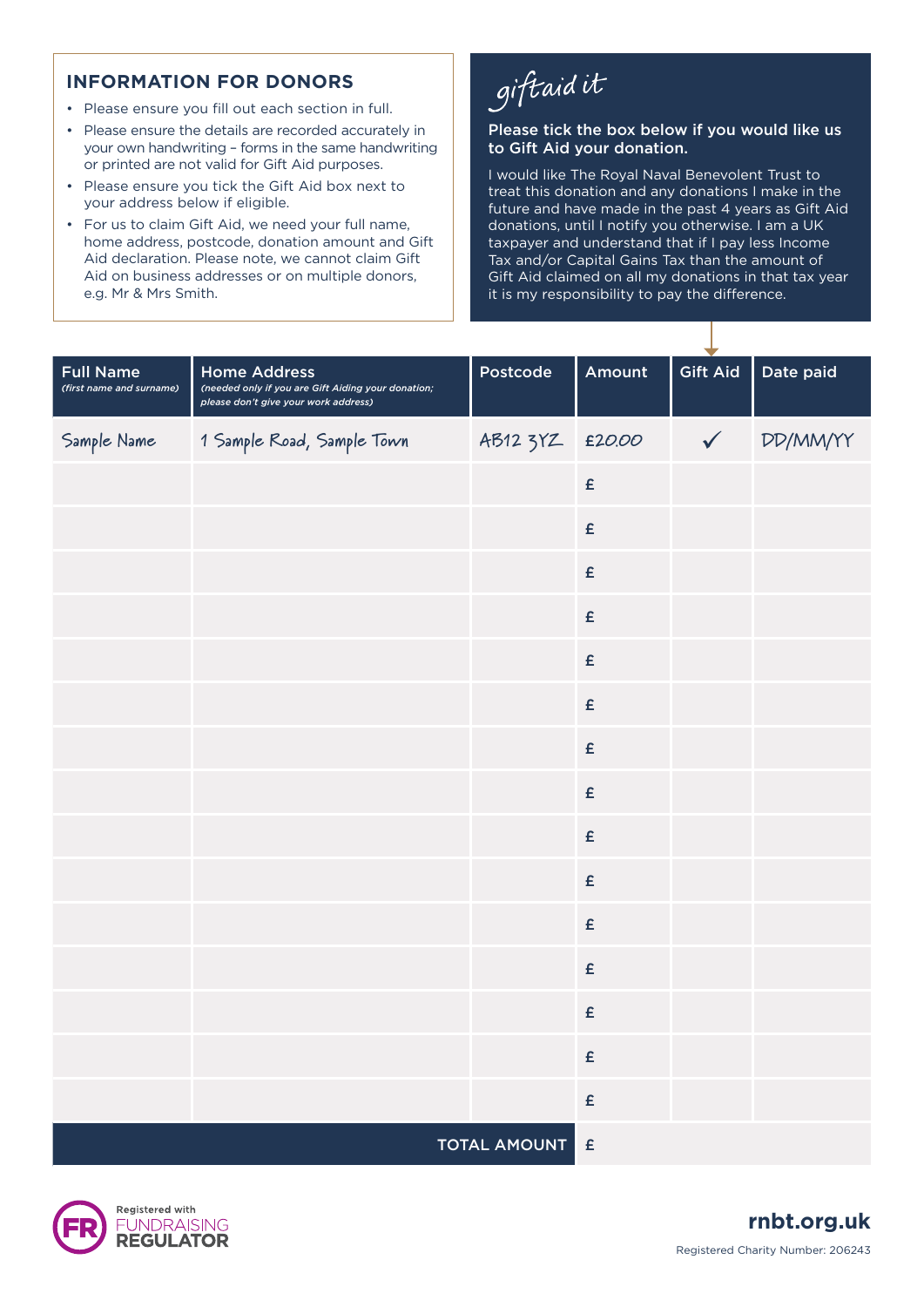## INFORMATION FOR DONORS

- Please ensure you fill out each section in full.
- Please ensure the details are recorded accurately in your own handwriting – forms in the same handwriting or printed are not valid for Gift Aid purposes.
- Please ensure you tick the Gift Aid box next to your address below if eligible.
- For us to claim Gift Aid, we need your full name, home address, postcode, donation amount and Gift Aid declaration. Please note, we cannot claim Gift Aid on business addresses or on multiple donors, e.g. Mr & Mrs Smith.

## giftaid it

**Please tick the box below if you would like us to Gift Aid your donation.**

I would like The Royal Naval Benevolent Trust to treat this donation and any donations I make in the future and have made in the past 4 years as Gift Aid donations, until I notify you otherwise. I am a UK taxpayer and understand that if I pay less Income Tax and/or Capital Gains Tax than the amount of Gift Aid claimed on all my donations in that tax year it is my responsibility to pay the difference.

| Full Name *(first name and surname)* | Home Address *(needed only if you are Gift Aiding your donation; please don't give your work address)* | Postcode | Amount | Gift Aid | Date paid |
|---|---|---|---|---|---|
| Sample Name | 1 Sample Road, Sample Town | AB12 3YZ | £20.00 | ✓ | DD/MM/YY |
| | | | £ | | |
| | | | £ | | |
| | | | £ | | |
| | | | £ | | |
| | | | £ | | |
| | | | £ | | |
| | | | £ | | |
| | | | £ | | |
| | | | £ | | |
| | | | £ | | |
| | | | £ | | |
| | | | £ | | |
| | | | £ | | |
| | | | £ | | |
| | | | £ | | |
| | | TOTAL AMOUNT | £ | | |

Registered with FUNDRAISING REGULATOR

**rnbt.org.uk**

Registered Charity Number: 206243